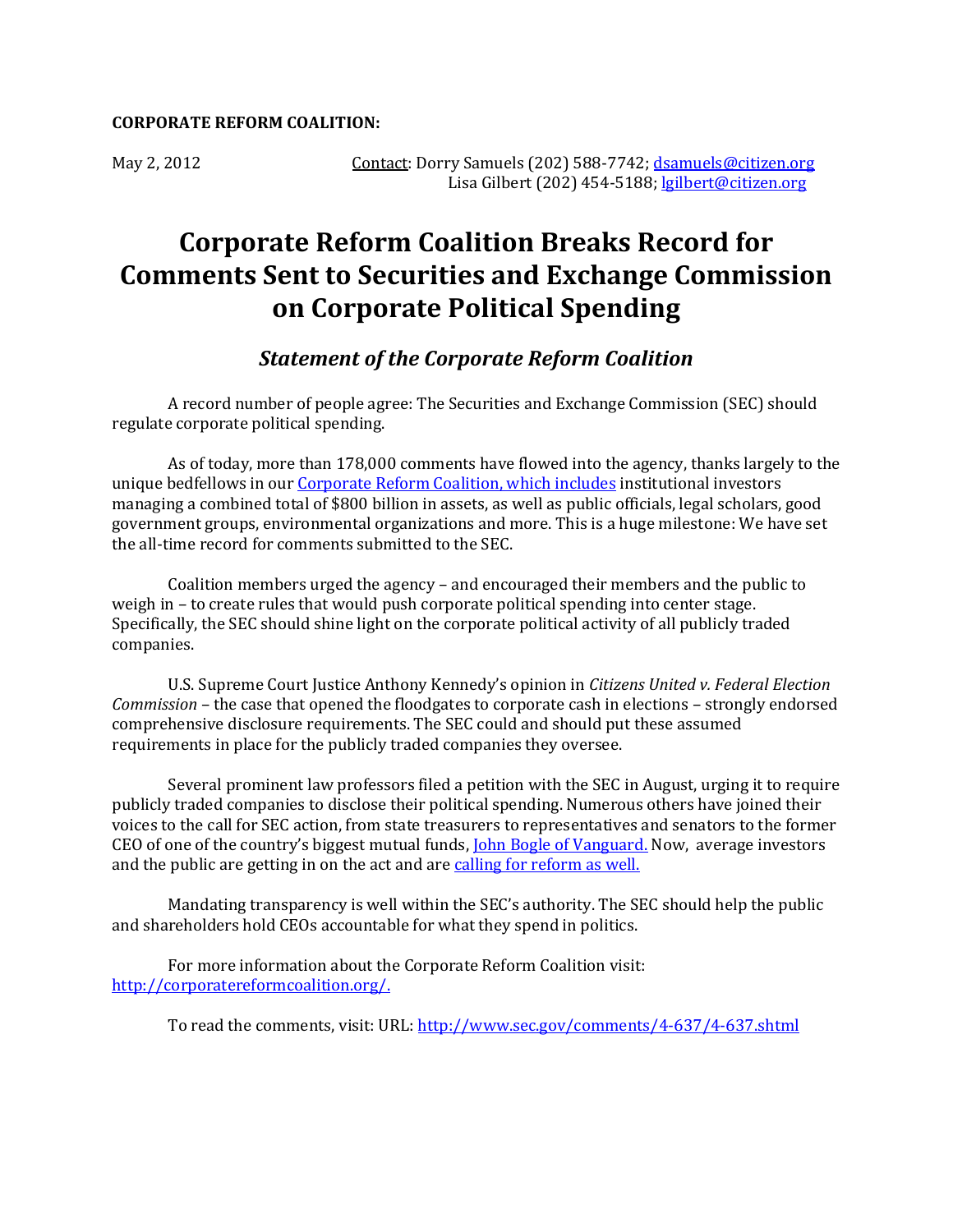**CORPORATE REFORM COALITION:**

May 2, 2012 Contact: Dorry Samuels (202) 588-7742; dsamuels@citizen.org
Lisa Gilbert (202) 454-5188; lgilbert@citizen.org

# Corporate Reform Coalition Breaks Record for Comments Sent to Securities and Exchange Commission on Corporate Political Spending

## *Statement of the Corporate Reform Coalition*

A record number of people agree: The Securities and Exchange Commission (SEC) should regulate corporate political spending.

As of today, more than 178,000 comments have flowed into the agency, thanks largely to the unique bedfellows in our Corporate Reform Coalition, which includes institutional investors managing a combined total of $800 billion in assets, as well as public officials, legal scholars, good government groups, environmental organizations and more. This is a huge milestone: We have set the all-time record for comments submitted to the SEC.

Coalition members urged the agency – and encouraged their members and the public to weigh in – to create rules that would push corporate political spending into center stage. Specifically, the SEC should shine light on the corporate political activity of all publicly traded companies.

U.S. Supreme Court Justice Anthony Kennedy's opinion in *Citizens United v. Federal Election Commission* – the case that opened the floodgates to corporate cash in elections – strongly endorsed comprehensive disclosure requirements. The SEC could and should put these assumed requirements in place for the publicly traded companies they oversee.

Several prominent law professors filed a petition with the SEC in August, urging it to require publicly traded companies to disclose their political spending. Numerous others have joined their voices to the call for SEC action, from state treasurers to representatives and senators to the former CEO of one of the country's biggest mutual funds, John Bogle of Vanguard. Now, average investors and the public are getting in on the act and are calling for reform as well.

Mandating transparency is well within the SEC's authority. The SEC should help the public and shareholders hold CEOs accountable for what they spend in politics.

For more information about the Corporate Reform Coalition visit: http://corporatereformcoalition.org/.

To read the comments, visit: URL: http://www.sec.gov/comments/4-637/4-637.shtml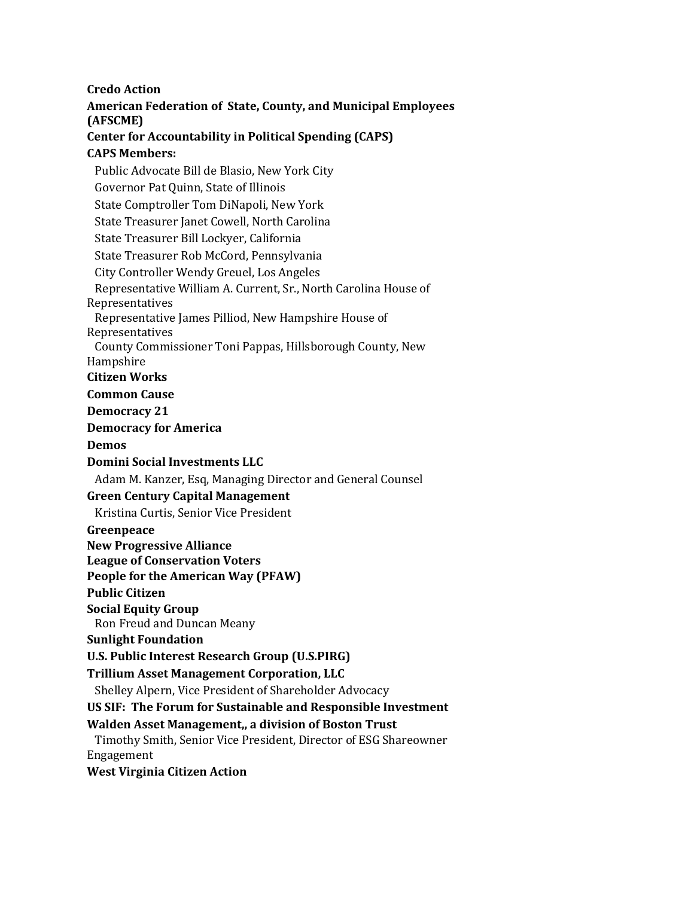**Credo Action**

**American Federation of State, County, and Municipal Employees (AFSCME)**

**Center for Accountability in Political Spending (CAPS)**

**CAPS Members:**

Public Advocate Bill de Blasio, New York City

Governor Pat Quinn, State of Illinois

State Comptroller Tom DiNapoli, New York

State Treasurer Janet Cowell, North Carolina

State Treasurer Bill Lockyer, California

State Treasurer Rob McCord, Pennsylvania

City Controller Wendy Greuel, Los Angeles

Representative William A. Current, Sr., North Carolina House of Representatives

Representative James Pilliod, New Hampshire House of Representatives

County Commissioner Toni Pappas, Hillsborough County, New Hampshire

**Citizen Works**

**Common Cause**

**Democracy 21**

**Democracy for America**

**Demos**

**Domini Social Investments LLC**

Adam M. Kanzer, Esq, Managing Director and General Counsel

**Green Century Capital Management**

Kristina Curtis, Senior Vice President

**Greenpeace**

**New Progressive Alliance**

**League of Conservation Voters**

**People for the American Way (PFAW)**

**Public Citizen**

**Social Equity Group**

Ron Freud and Duncan Meany

**Sunlight Foundation**

**U.S. Public Interest Research Group (U.S.PIRG)**

**Trillium Asset Management Corporation, LLC**

Shelley Alpern, Vice President of Shareholder Advocacy

**US SIF: The Forum for Sustainable and Responsible Investment**

**Walden Asset Management,, a division of Boston Trust**

Timothy Smith, Senior Vice President, Director of ESG Shareowner Engagement

**West Virginia Citizen Action**